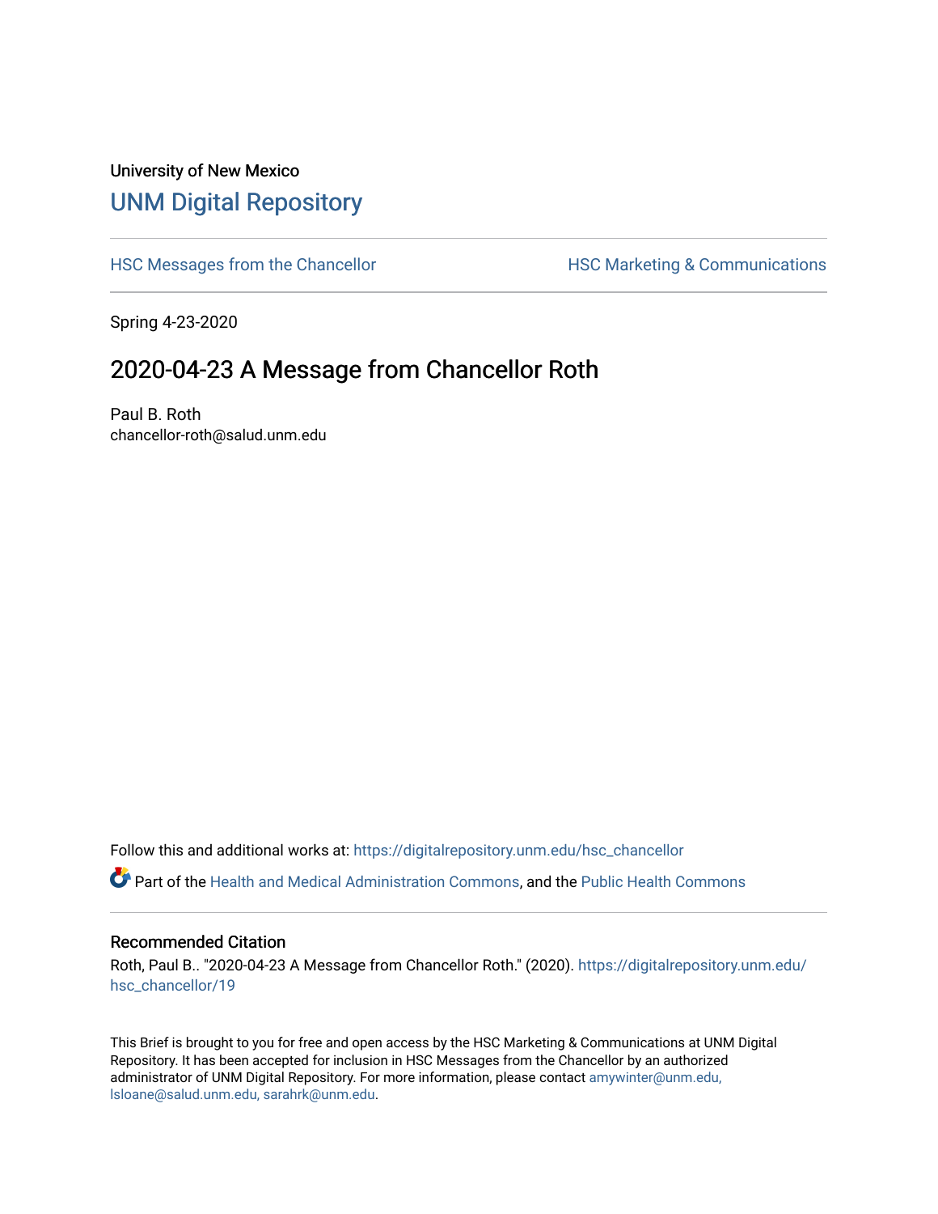University of New Mexico

# UNM Digital Repository

HSC Messages from the Chancellor

HSC Marketing & Communications

Spring 4-23-2020

## 2020-04-23 A Message from Chancellor Roth

Paul B. Roth
chancellor-roth@salud.unm.edu

Follow this and additional works at: https://digitalrepository.unm.edu/hsc_chancellor

Part of the Health and Medical Administration Commons, and the Public Health Commons

### Recommended Citation

Roth, Paul B.. "2020-04-23 A Message from Chancellor Roth." (2020). https://digitalrepository.unm.edu/hsc_chancellor/19

This Brief is brought to you for free and open access by the HSC Marketing & Communications at UNM Digital Repository. It has been accepted for inclusion in HSC Messages from the Chancellor by an authorized administrator of UNM Digital Repository. For more information, please contact amywinter@unm.edu, lsloane@salud.unm.edu, sarahrk@unm.edu.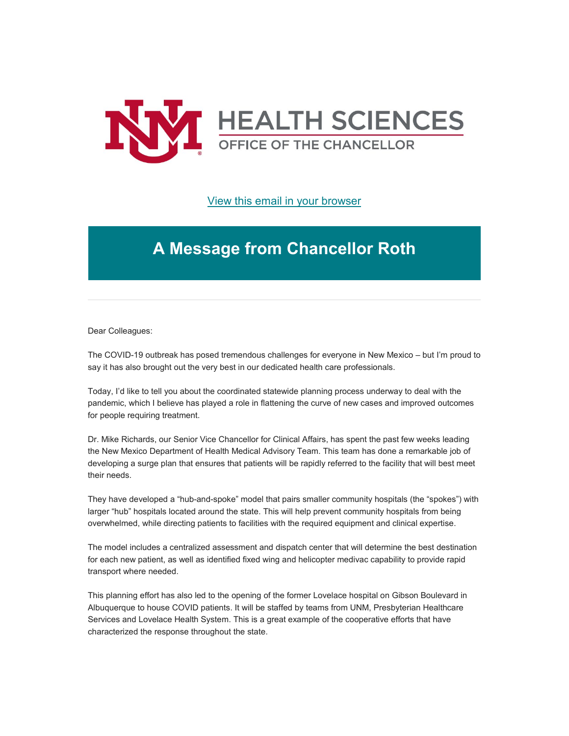HEALTH SCIENCES
OFFICE OF THE CHANCELLOR

[View this email in your browser]

# A Message from Chancellor Roth

---

Dear Colleagues:

The COVID-19 outbreak has posed tremendous challenges for everyone in New Mexico – but I'm proud to say it has also brought out the very best in our dedicated health care professionals.

Today, I'd like to tell you about the coordinated statewide planning process underway to deal with the pandemic, which I believe has played a role in flattening the curve of new cases and improved outcomes for people requiring treatment.

Dr. Mike Richards, our Senior Vice Chancellor for Clinical Affairs, has spent the past few weeks leading the New Mexico Department of Health Medical Advisory Team. This team has done a remarkable job of developing a surge plan that ensures that patients will be rapidly referred to the facility that will best meet their needs.

They have developed a "hub-and-spoke" model that pairs smaller community hospitals (the "spokes") with larger "hub" hospitals located around the state. This will help prevent community hospitals from being overwhelmed, while directing patients to facilities with the required equipment and clinical expertise.

The model includes a centralized assessment and dispatch center that will determine the best destination for each new patient, as well as identified fixed wing and helicopter medivac capability to provide rapid transport where needed.

This planning effort has also led to the opening of the former Lovelace hospital on Gibson Boulevard in Albuquerque to house COVID patients. It will be staffed by teams from UNM, Presbyterian Healthcare Services and Lovelace Health System. This is a great example of the cooperative efforts that have characterized the response throughout the state.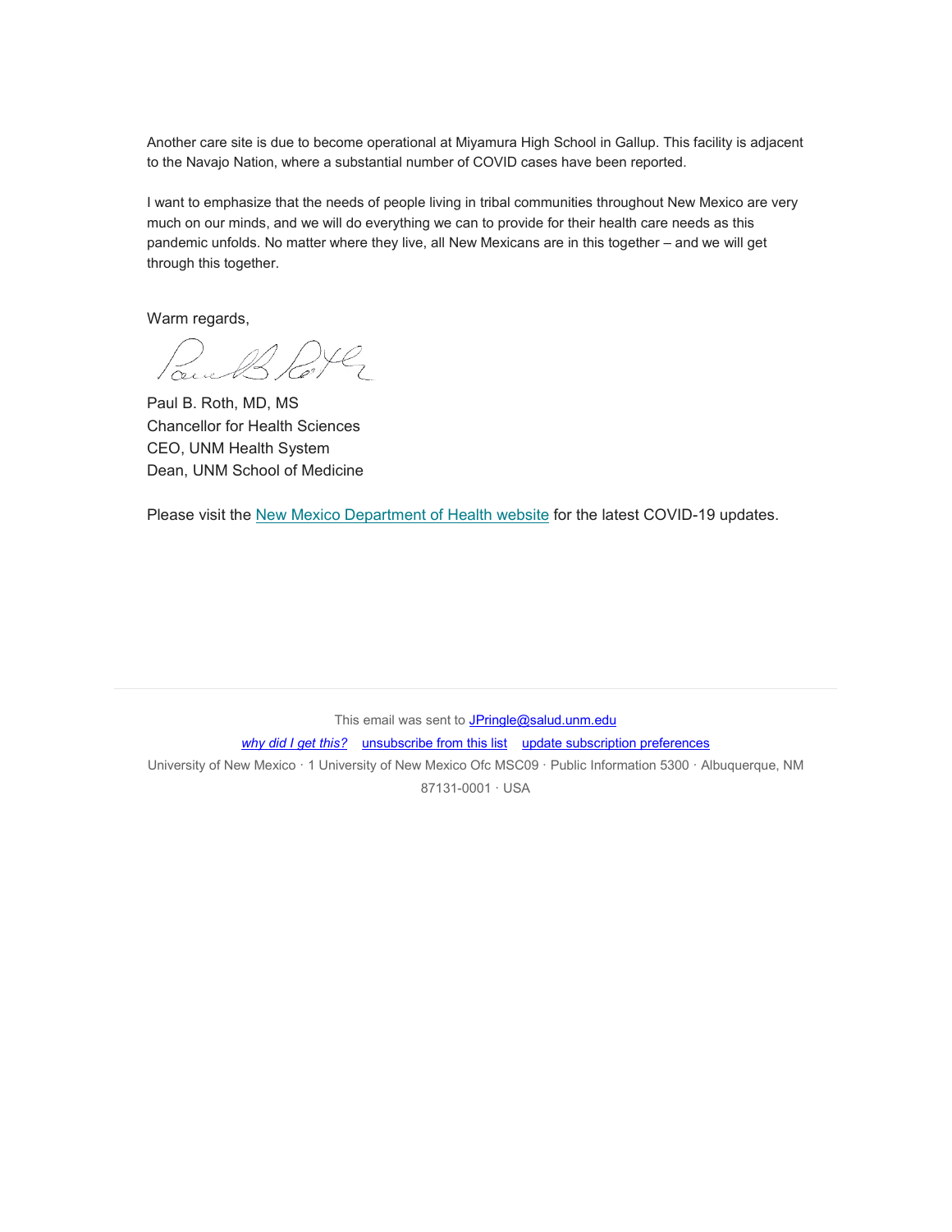Another care site is due to become operational at Miyamura High School in Gallup. This facility is adjacent to the Navajo Nation, where a substantial number of COVID cases have been reported.

I want to emphasize that the needs of people living in tribal communities throughout New Mexico are very much on our minds, and we will do everything we can to provide for their health care needs as this pandemic unfolds. No matter where they live, all New Mexicans are in this together – and we will get through this together.

Warm regards,

Paul B. Roth, MD, MS
Chancellor for Health Sciences
CEO, UNM Health System
Dean, UNM School of Medicine

Please visit the New Mexico Department of Health website for the latest COVID-19 updates.

This email was sent to JPringle@salud.unm.edu

*why did I get this?* unsubscribe from this list update subscription preferences

University of New Mexico · 1 University of New Mexico Ofc MSC09 · Public Information 5300 · Albuquerque, NM 87131-0001 · USA